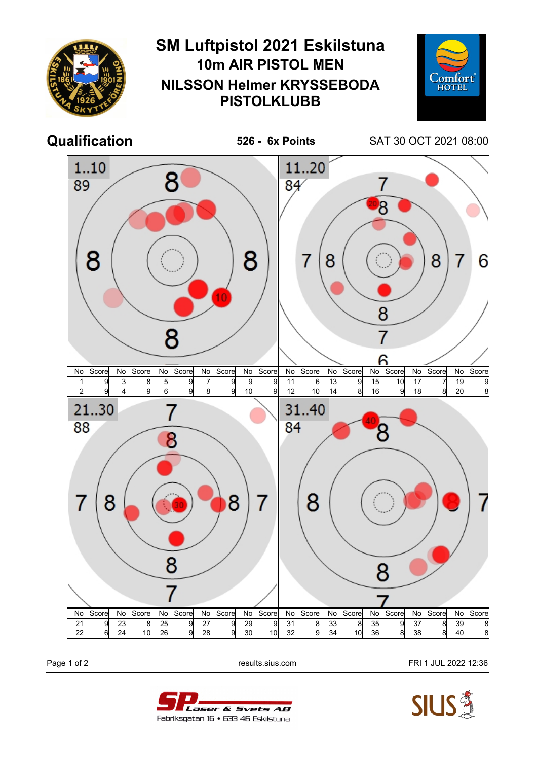# SM Luftpistol 2021 Eskilstuna

## 10m AIR PISTOL MEN

## NILSSON Helmer KRYSSEBODA PISTOLKLUBB

## Qualification

**526 - 6x Points**

SAT 30 OCT 2021 08:00

**1..10**: 89

| No | Score | No | Score | No | Score | No | Score | No | Score |
|---|---|---|---|---|---|---|---|---|---|
| 1 | 9 | 3 | 8 | 5 | 9 | 7 | 9 | 9 | 9 |
| 2 | 9 | 4 | 9 | 6 | 9 | 8 | 9 | 10 | 9 |

**11..20**: 84

| No | Score | No | Score | No | Score | No | Score | No | Score |
|---|---|---|---|---|---|---|---|---|---|
| 11 | 6 | 13 | 9 | 15 | 10 | 17 | 7 | 19 | 9 |
| 12 | 10 | 14 | 8 | 16 | 9 | 18 | 8 | 20 | 8 |

**21..30**: 88

| No | Score | No | Score | No | Score | No | Score | No | Score |
|---|---|---|---|---|---|---|---|---|---|
| 21 | 9 | 23 | 8 | 25 | 9 | 27 | 9 | 29 | 9 |
| 22 | 6 | 24 | 10 | 26 | 9 | 28 | 9 | 30 | 10 |

**31..40**: 84

| No | Score | No | Score | No | Score | No | Score | No | Score |
|---|---|---|---|---|---|---|---|---|---|
| 31 | 8 | 33 | 8 | 35 | 9 | 37 | 8 | 39 | 8 |
| 32 | 9 | 34 | 10 | 36 | 8 | 38 | 8 | 40 | 8 |

results.sius.com

FRI 1 JUL 2022 12:36

SP Laser & Svets AB
Fabriksgatan 16 • 633 46 Eskilstuna

SIUS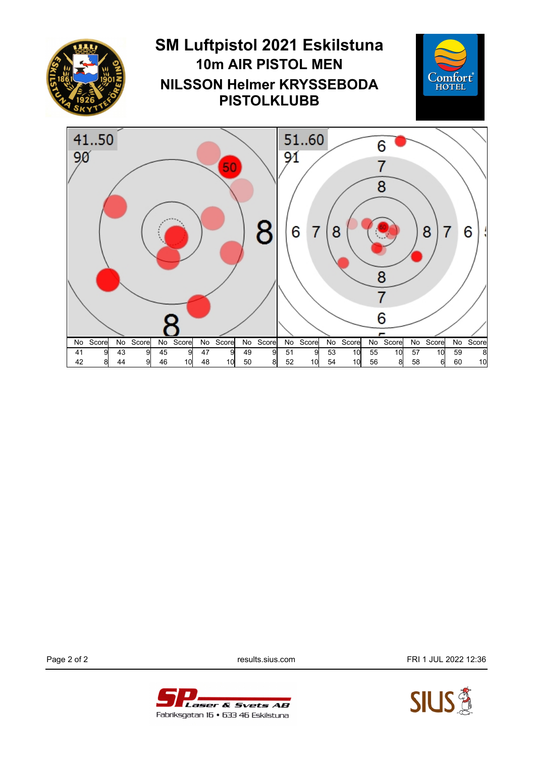# SM Luftpistol 2021 Eskilstuna

## 10m AIR PISTOL MEN

## NILSSON Helmer KRYSSEBODA PISTOLKLUBB

41..50
90

51..60
91

| No | Score | No | Score | No | Score | No | Score | No | Score | No | Score | No | Score | No | Score | No | Score | No | Score |
|---|---|---|---|---|---|---|---|---|---|---|---|---|---|---|---|---|---|---|---|
| 41 | 9 | 43 | 9 | 45 | 9 | 47 | 9 | 49 | 9 | 51 | 9 | 53 | 10 | 55 | 10 | 57 | 10 | 59 | 8 |
| 42 | 8 | 44 | 9 | 46 | 10 | 48 | 10 | 50 | 8 | 52 | 10 | 54 | 10 | 56 | 8 | 58 | 6 | 60 | 10 |

results.sius.com

FRI 1 JUL 2022 12:36

SP Laser & Svets AB
Fabriksgatan 16 • 633 46 Eskilstuna